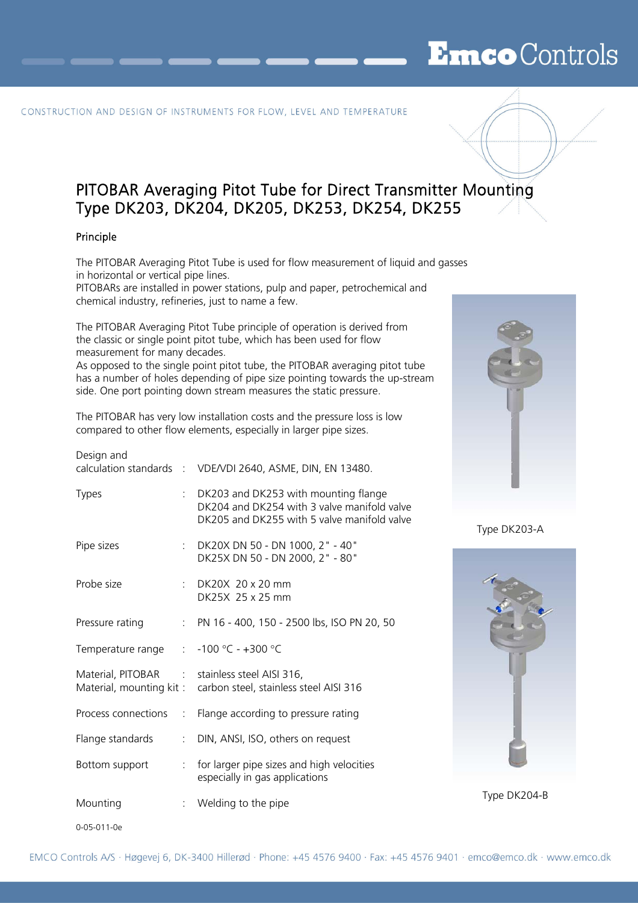CONSTRUCTION AND DESIGN OF INSTRUMENTS FOR FLOW, LEVEL AND TEMPERATURE

# PITOBAR Averaging Pitot Tube for Direct Transmitter Mounting Type DK203, DK204, DK205, DK253, DK254, DK255

## Principle

The PITOBAR Averaging Pitot Tube is used for flow measurement of liquid and gasses in horizontal or vertical pipe lines.
PITOBARs are installed in power stations, pulp and paper, petrochemical and chemical industry, refineries, just to name a few.

The PITOBAR Averaging Pitot Tube principle of operation is derived from the classic or single point pitot tube, which has been used for flow measurement for many decades.
As opposed to the single point pitot tube, the PITOBAR averaging pitot tube has a number of holes depending of pipe size pointing towards the up-stream side. One port pointing down stream measures the static pressure.

The PITOBAR has very low installation costs and the pressure loss is low compared to other flow elements, especially in larger pipe sizes.

| | | |
|---|---|---|
| Design and calculation standards | : | VDE/VDI 2640, ASME, DIN, EN 13480. |
| Types | : | DK203 and DK253 with mounting flange<br>DK204 and DK254 with 3 valve manifold valve<br>DK205 and DK255 with 5 valve manifold valve |
| Pipe sizes | : | DK20X DN 50 - DN 1000, 2" - 40"<br>DK25X DN 50 - DN 2000, 2" - 80" |
| Probe size | : | DK20X 20 x 20 mm<br>DK25X 25 x 25 mm |
| Pressure rating | : | PN 16 - 400, 150 - 2500 lbs, ISO PN 20, 50 |
| Temperature range | : | -100 °C - +300 °C |
| Material, PITOBAR<br>Material, mounting kit | :<br>: | stainless steel AISI 316,<br>carbon steel, stainless steel AISI 316 |
| Process connections | : | Flange according to pressure rating |
| Flange standards | : | DIN, ANSI, ISO, others on request |
| Bottom support | : | for larger pipe sizes and high velocities especially in gas applications |
| Mounting | : | Welding to the pipe |

Type DK203-A

Type DK204-B

0-05-011-0e

EMCO Controls A/S · Høgevej 6, DK-3400 Hillerød · Phone: +45 4576 9400 · Fax: +45 4576 9401 · emco@emco.dk · www.emco.dk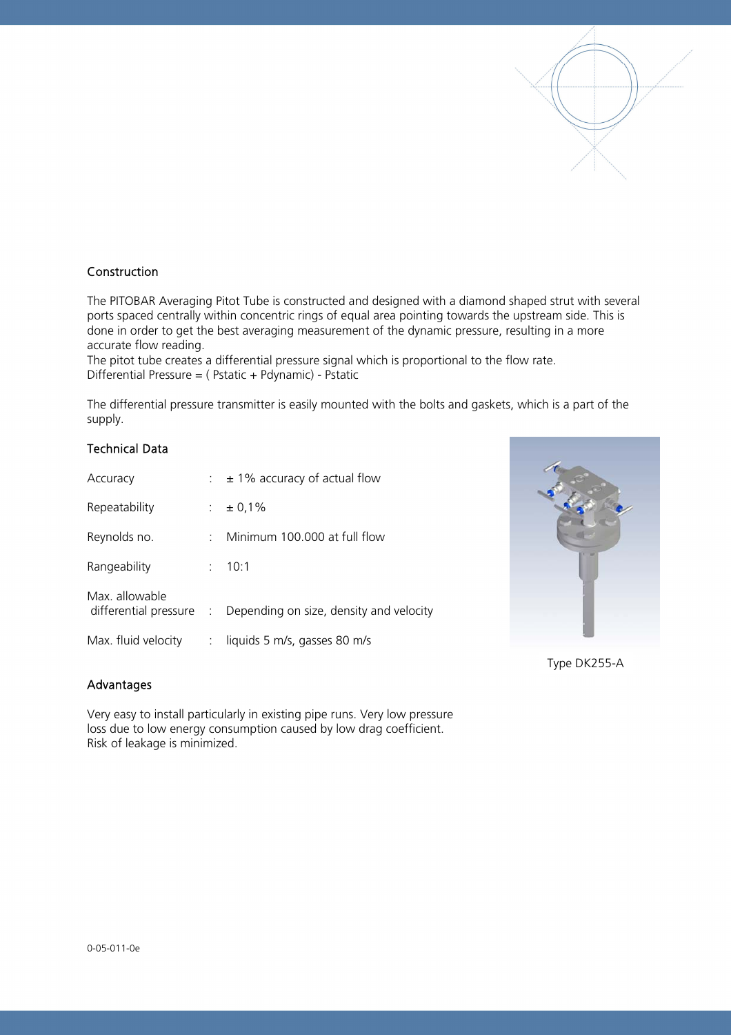## Construction

The PITOBAR Averaging Pitot Tube is constructed and designed with a diamond shaped strut with several ports spaced centrally within concentric rings of equal area pointing towards the upstream side. This is done in order to get the best averaging measurement of the dynamic pressure, resulting in a more accurate flow reading.
The pitot tube creates a differential pressure signal which is proportional to the flow rate.
Differential Pressure = ( Pstatic + Pdynamic) - Pstatic

The differential pressure transmitter is easily mounted with the bolts and gaskets, which is a part of the supply.

## Technical Data

| | | |
|---|---|---|
| Accuracy | : | ± 1% accuracy of actual flow |
| Repeatability | : | ± 0,1% |
| Reynolds no. | : | Minimum 100.000 at full flow |
| Rangeability | : | 10:1 |
| Max. allowable differential pressure | : | Depending on size, density and velocity |
| Max. fluid velocity | : | liquids 5 m/s, gasses 80 m/s |

Type DK255-A

## Advantages

Very easy to install particularly in existing pipe runs. Very low pressure loss due to low energy consumption caused by low drag coefficient.
Risk of leakage is minimized.

0-05-011-0e